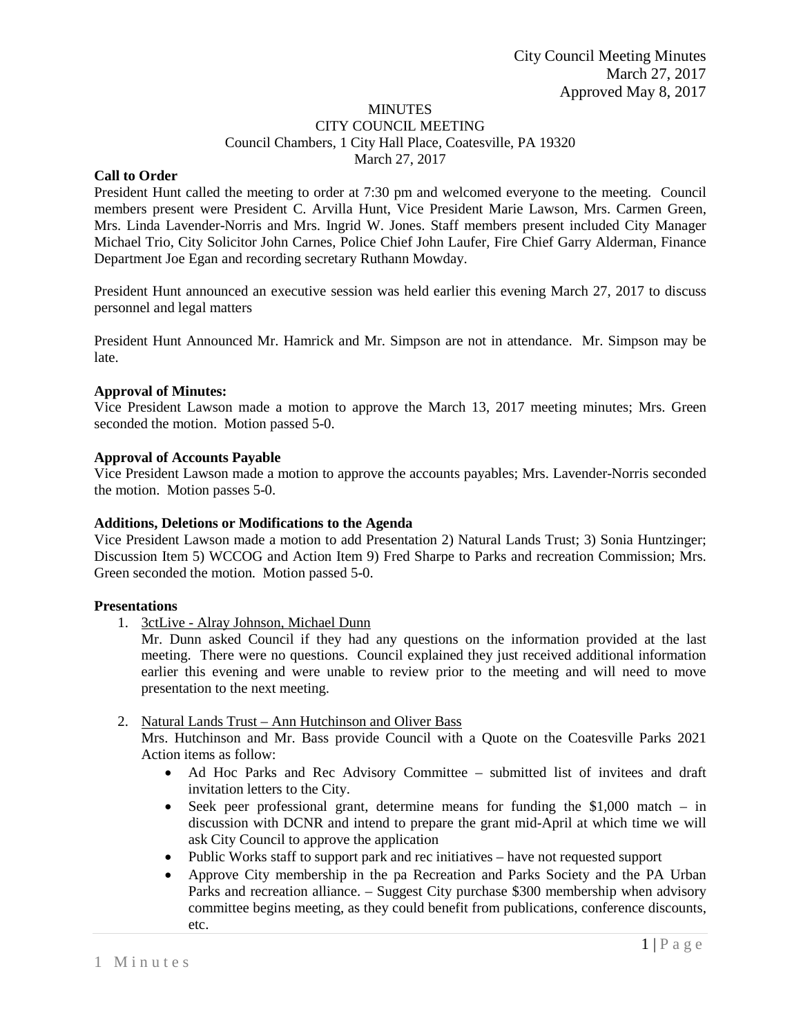City Council Meeting Minutes
March 27, 2017
Approved May 8, 2017

# MINUTES
## CITY COUNCIL MEETING
Council Chambers, 1 City Hall Place, Coatesville, PA 19320
March 27, 2017

**Call to Order**

President Hunt called the meeting to order at 7:30 pm and welcomed everyone to the meeting. Council members present were President C. Arvilla Hunt, Vice President Marie Lawson, Mrs. Carmen Green, Mrs. Linda Lavender-Norris and Mrs. Ingrid W. Jones. Staff members present included City Manager Michael Trio, City Solicitor John Carnes, Police Chief John Laufer, Fire Chief Garry Alderman, Finance Department Joe Egan and recording secretary Ruthann Mowday.

President Hunt announced an executive session was held earlier this evening March 27, 2017 to discuss personnel and legal matters

President Hunt Announced Mr. Hamrick and Mr. Simpson are not in attendance. Mr. Simpson may be late.

**Approval of Minutes:**

Vice President Lawson made a motion to approve the March 13, 2017 meeting minutes; Mrs. Green seconded the motion. Motion passed 5-0.

**Approval of Accounts Payable**

Vice President Lawson made a motion to approve the accounts payables; Mrs. Lavender-Norris seconded the motion. Motion passes 5-0.

**Additions, Deletions or Modifications to the Agenda**

Vice President Lawson made a motion to add Presentation 2) Natural Lands Trust; 3) Sonia Huntzinger; Discussion Item 5) WCCOG and Action Item 9) Fred Sharpe to Parks and recreation Commission; Mrs. Green seconded the motion. Motion passed 5-0.

**Presentations**

1. 3ctLive - Alray Johnson, Michael Dunn
   Mr. Dunn asked Council if they had any questions on the information provided at the last meeting. There were no questions. Council explained they just received additional information earlier this evening and were unable to review prior to the meeting and will need to move presentation to the next meeting.

2. Natural Lands Trust – Ann Hutchinson and Oliver Bass
   Mrs. Hutchinson and Mr. Bass provide Council with a Quote on the Coatesville Parks 2021 Action items as follow:
   - Ad Hoc Parks and Rec Advisory Committee – submitted list of invitees and draft invitation letters to the City.
   - Seek peer professional grant, determine means for funding the $1,000 match – in discussion with DCNR and intend to prepare the grant mid-April at which time we will ask City Council to approve the application
   - Public Works staff to support park and rec initiatives – have not requested support
   - Approve City membership in the pa Recreation and Parks Society and the PA Urban Parks and recreation alliance. – Suggest City purchase $300 membership when advisory committee begins meeting, as they could benefit from publications, conference discounts, etc.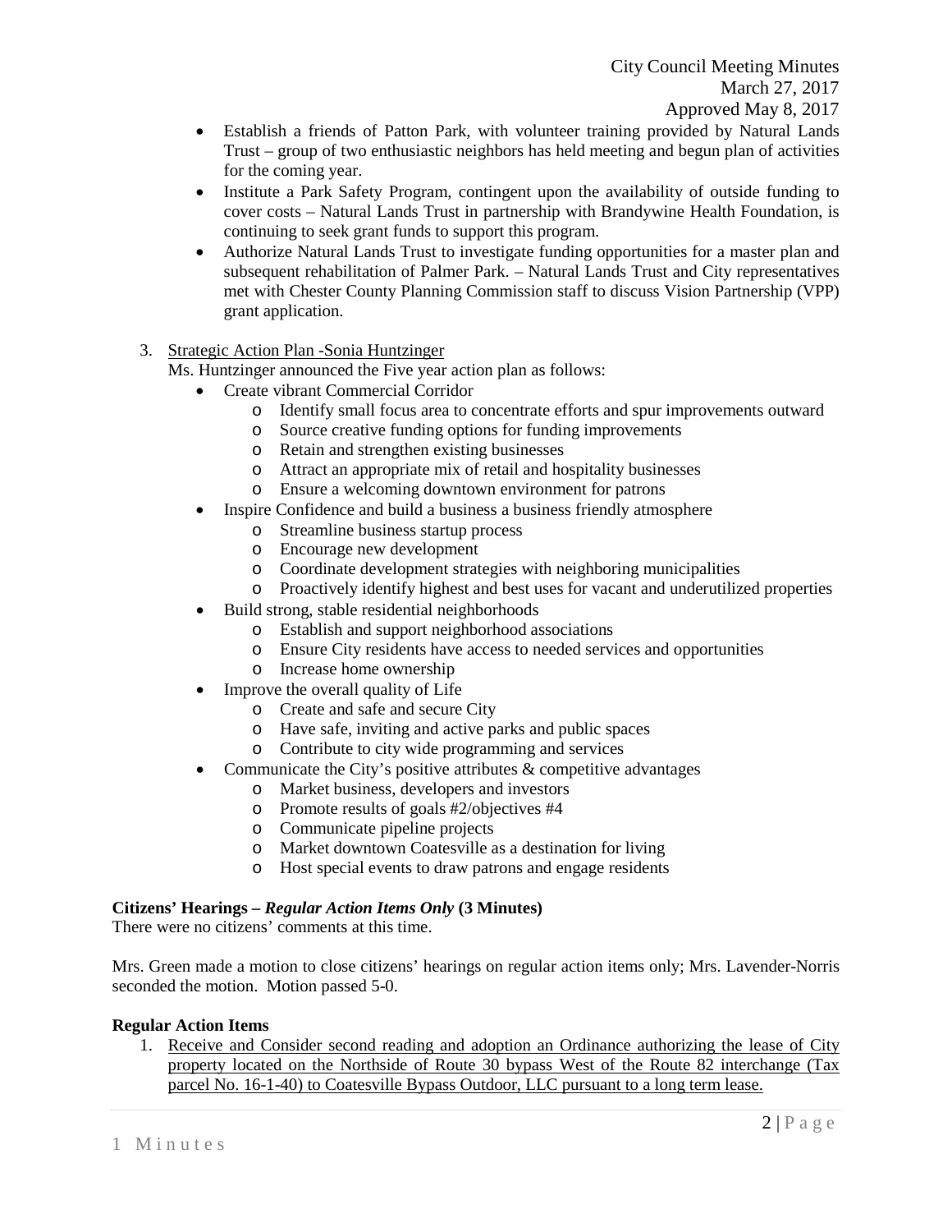- Establish a friends of Patton Park, with volunteer training provided by Natural Lands Trust – group of two enthusiastic neighbors has held meeting and begun plan of activities for the coming year.
- Institute a Park Safety Program, contingent upon the availability of outside funding to cover costs – Natural Lands Trust in partnership with Brandywine Health Foundation, is continuing to seek grant funds to support this program.
- Authorize Natural Lands Trust to investigate funding opportunities for a master plan and subsequent rehabilitation of Palmer Park. – Natural Lands Trust and City representatives met with Chester County Planning Commission staff to discuss Vision Partnership (VPP) grant application.

3. Strategic Action Plan -Sonia Huntzinger

   Ms. Huntzinger announced the Five year action plan as follows:

   - Create vibrant Commercial Corridor
     - Identify small focus area to concentrate efforts and spur improvements outward
     - Source creative funding options for funding improvements
     - Retain and strengthen existing businesses
     - Attract an appropriate mix of retail and hospitality businesses
     - Ensure a welcoming downtown environment for patrons
   - Inspire Confidence and build a business a business friendly atmosphere
     - Streamline business startup process
     - Encourage new development
     - Coordinate development strategies with neighboring municipalities
     - Proactively identify highest and best uses for vacant and underutilized properties
   - Build strong, stable residential neighborhoods
     - Establish and support neighborhood associations
     - Ensure City residents have access to needed services and opportunities
     - Increase home ownership
   - Improve the overall quality of Life
     - Create and safe and secure City
     - Have safe, inviting and active parks and public spaces
     - Contribute to city wide programming and services
   - Communicate the City's positive attributes & competitive advantages
     - Market business, developers and investors
     - Promote results of goals #2/objectives #4
     - Communicate pipeline projects
     - Market downtown Coatesville as a destination for living
     - Host special events to draw patrons and engage residents

**Citizens' Hearings – *Regular Action Items Only* (3 Minutes)**

There were no citizens' comments at this time.

Mrs. Green made a motion to close citizens' hearings on regular action items only; Mrs. Lavender-Norris seconded the motion. Motion passed 5-0.

**Regular Action Items**

1. Receive and Consider second reading and adoption an Ordinance authorizing the lease of City property located on the Northside of Route 30 bypass West of the Route 82 interchange (Tax parcel No. 16-1-40) to Coatesville Bypass Outdoor, LLC pursuant to a long term lease.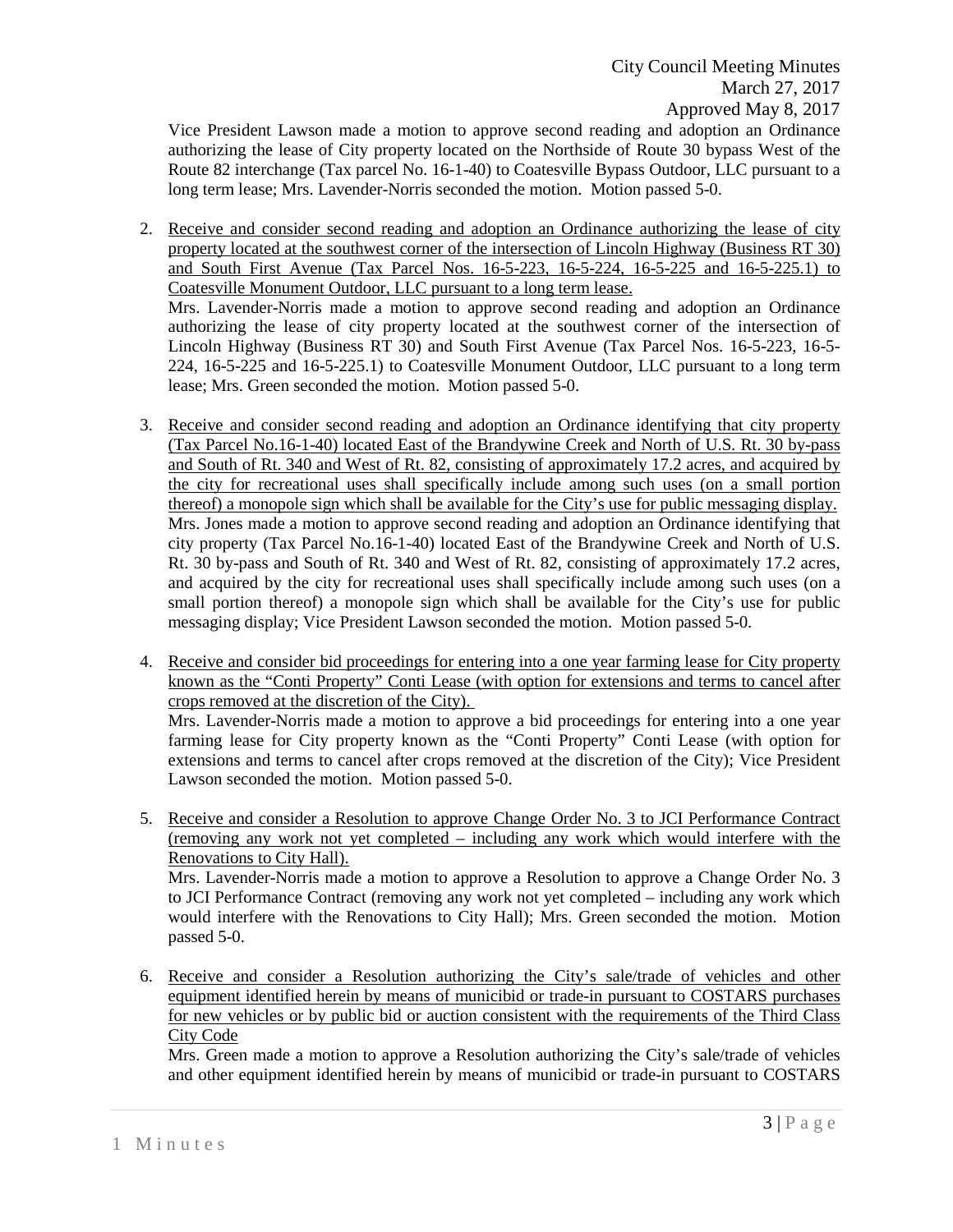Vice President Lawson made a motion to approve second reading and adoption an Ordinance authorizing the lease of City property located on the Northside of Route 30 bypass West of the Route 82 interchange (Tax parcel No. 16-1-40) to Coatesville Bypass Outdoor, LLC pursuant to a long term lease; Mrs. Lavender-Norris seconded the motion. Motion passed 5-0.

2. <u>Receive and consider second reading and adoption an Ordinance authorizing the lease of city property located at the southwest corner of the intersection of Lincoln Highway (Business RT 30) and South First Avenue (Tax Parcel Nos. 16-5-223, 16-5-224, 16-5-225 and 16-5-225.1) to Coatesville Monument Outdoor, LLC pursuant to a long term lease.</u>
   Mrs. Lavender-Norris made a motion to approve second reading and adoption an Ordinance authorizing the lease of city property located at the southwest corner of the intersection of Lincoln Highway (Business RT 30) and South First Avenue (Tax Parcel Nos. 16-5-223, 16-5-224, 16-5-225 and 16-5-225.1) to Coatesville Monument Outdoor, LLC pursuant to a long term lease; Mrs. Green seconded the motion. Motion passed 5-0.

3. <u>Receive and consider second reading and adoption an Ordinance identifying that city property (Tax Parcel No.16-1-40) located East of the Brandywine Creek and North of U.S. Rt. 30 by-pass and South of Rt. 340 and West of Rt. 82, consisting of approximately 17.2 acres, and acquired by the city for recreational uses shall specifically include among such uses (on a small portion thereof) a monopole sign which shall be available for the City's use for public messaging display.</u>
   Mrs. Jones made a motion to approve second reading and adoption an Ordinance identifying that city property (Tax Parcel No.16-1-40) located East of the Brandywine Creek and North of U.S. Rt. 30 by-pass and South of Rt. 340 and West of Rt. 82, consisting of approximately 17.2 acres, and acquired by the city for recreational uses shall specifically include among such uses (on a small portion thereof) a monopole sign which shall be available for the City's use for public messaging display; Vice President Lawson seconded the motion. Motion passed 5-0.

4. <u>Receive and consider bid proceedings for entering into a one year farming lease for City property known as the "Conti Property" Conti Lease (with option for extensions and terms to cancel after crops removed at the discretion of the City).</u>
   Mrs. Lavender-Norris made a motion to approve a bid proceedings for entering into a one year farming lease for City property known as the "Conti Property" Conti Lease (with option for extensions and terms to cancel after crops removed at the discretion of the City); Vice President Lawson seconded the motion. Motion passed 5-0.

5. <u>Receive and consider a Resolution to approve Change Order No. 3 to JCI Performance Contract (removing any work not yet completed – including any work which would interfere with the Renovations to City Hall).</u>
   Mrs. Lavender-Norris made a motion to approve a Resolution to approve a Change Order No. 3 to JCI Performance Contract (removing any work not yet completed – including any work which would interfere with the Renovations to City Hall); Mrs. Green seconded the motion. Motion passed 5-0.

6. <u>Receive and consider a Resolution authorizing the City's sale/trade of vehicles and other equipment identified herein by means of municibid or trade-in pursuant to COSTARS purchases for new vehicles or by public bid or auction consistent with the requirements of the Third Class City Code</u>
   Mrs. Green made a motion to approve a Resolution authorizing the City's sale/trade of vehicles and other equipment identified herein by means of municibid or trade-in pursuant to COSTARS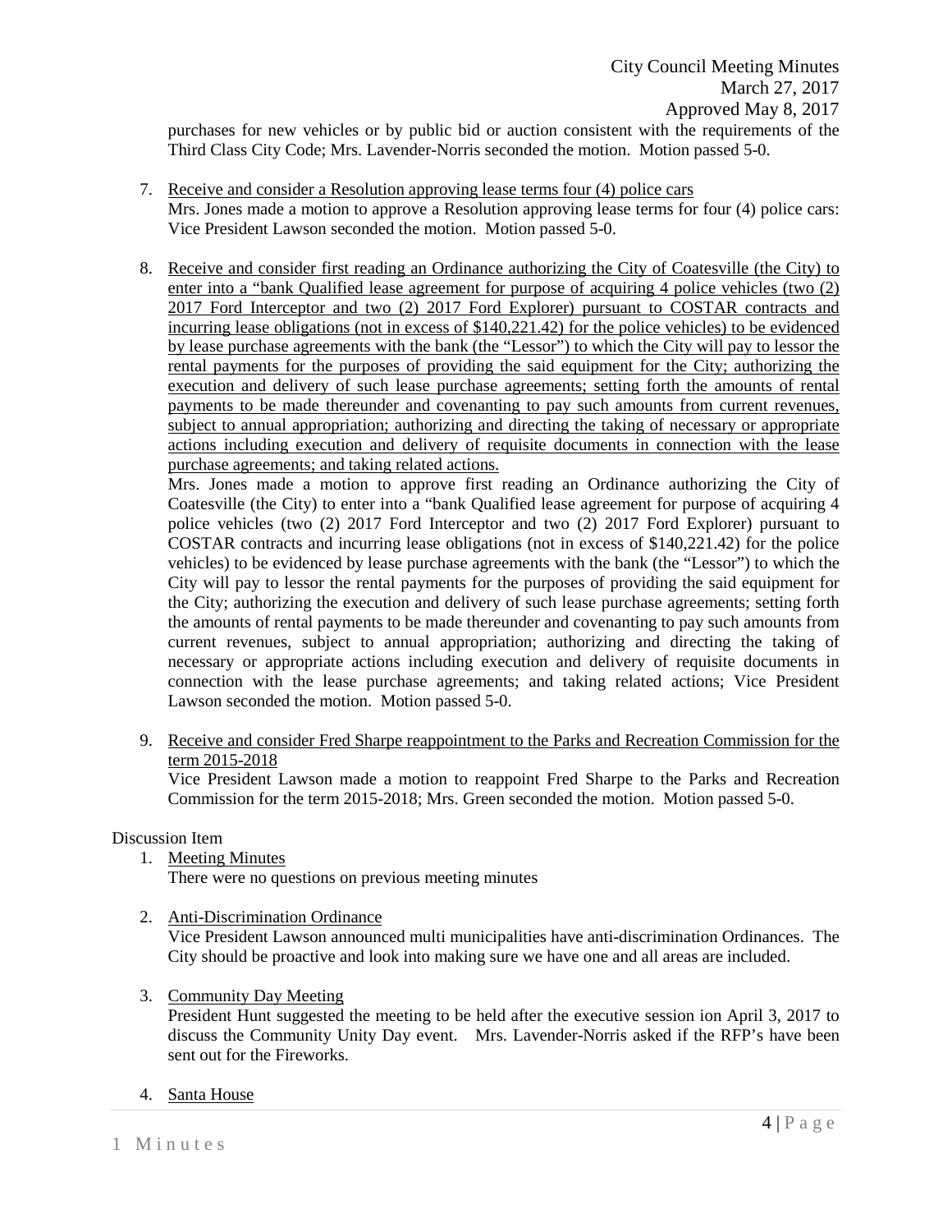purchases for new vehicles or by public bid or auction consistent with the requirements of the Third Class City Code; Mrs. Lavender-Norris seconded the motion. Motion passed 5-0.

7. Receive and consider a Resolution approving lease terms four (4) police cars
   Mrs. Jones made a motion to approve a Resolution approving lease terms for four (4) police cars: Vice President Lawson seconded the motion. Motion passed 5-0.

8. Receive and consider first reading an Ordinance authorizing the City of Coatesville (the City) to enter into a "bank Qualified lease agreement for purpose of acquiring 4 police vehicles (two (2) 2017 Ford Interceptor and two (2) 2017 Ford Explorer) pursuant to COSTAR contracts and incurring lease obligations (not in excess of $140,221.42) for the police vehicles) to be evidenced by lease purchase agreements with the bank (the "Lessor") to which the City will pay to lessor the rental payments for the purposes of providing the said equipment for the City; authorizing the execution and delivery of such lease purchase agreements; setting forth the amounts of rental payments to be made thereunder and covenanting to pay such amounts from current revenues, subject to annual appropriation; authorizing and directing the taking of necessary or appropriate actions including execution and delivery of requisite documents in connection with the lease purchase agreements; and taking related actions.
   Mrs. Jones made a motion to approve first reading an Ordinance authorizing the City of Coatesville (the City) to enter into a "bank Qualified lease agreement for purpose of acquiring 4 police vehicles (two (2) 2017 Ford Interceptor and two (2) 2017 Ford Explorer) pursuant to COSTAR contracts and incurring lease obligations (not in excess of $140,221.42) for the police vehicles) to be evidenced by lease purchase agreements with the bank (the "Lessor") to which the City will pay to lessor the rental payments for the purposes of providing the said equipment for the City; authorizing the execution and delivery of such lease purchase agreements; setting forth the amounts of rental payments to be made thereunder and covenanting to pay such amounts from current revenues, subject to annual appropriation; authorizing and directing the taking of necessary or appropriate actions including execution and delivery of requisite documents in connection with the lease purchase agreements; and taking related actions; Vice President Lawson seconded the motion. Motion passed 5-0.

9. Receive and consider Fred Sharpe reappointment to the Parks and Recreation Commission for the term 2015-2018
   Vice President Lawson made a motion to reappoint Fred Sharpe to the Parks and Recreation Commission for the term 2015-2018; Mrs. Green seconded the motion. Motion passed 5-0.

Discussion Item

1. Meeting Minutes
   There were no questions on previous meeting minutes

2. Anti-Discrimination Ordinance
   Vice President Lawson announced multi municipalities have anti-discrimination Ordinances. The City should be proactive and look into making sure we have one and all areas are included.

3. Community Day Meeting
   President Hunt suggested the meeting to be held after the executive session ion April 3, 2017 to discuss the Community Unity Day event. Mrs. Lavender-Norris asked if the RFP's have been sent out for the Fireworks.

4. Santa House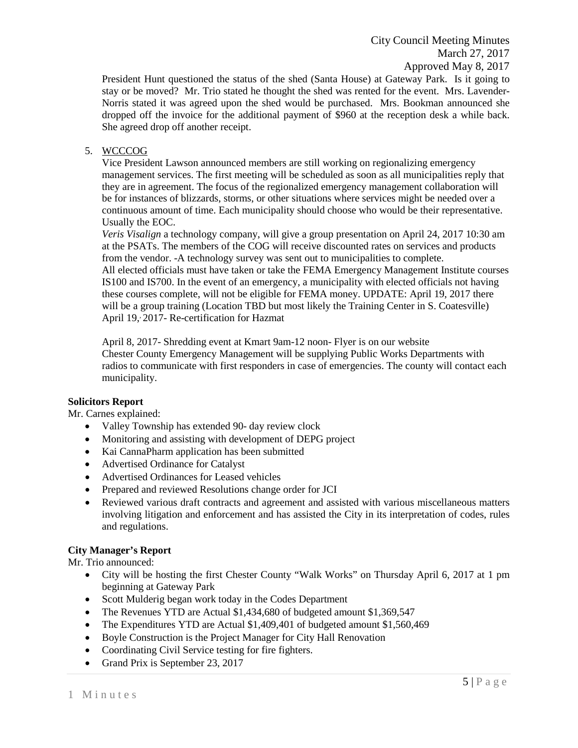President Hunt questioned the status of the shed (Santa House) at Gateway Park. Is it going to stay or be moved? Mr. Trio stated he thought the shed was rented for the event. Mrs. Lavender-Norris stated it was agreed upon the shed would be purchased. Mrs. Bookman announced she dropped off the invoice for the additional payment of $960 at the reception desk a while back. She agreed drop off another receipt.

5. WCCCOG

   Vice President Lawson announced members are still working on regionalizing emergency management services. The first meeting will be scheduled as soon as all municipalities reply that they are in agreement. The focus of the regionalized emergency management collaboration will be for instances of blizzards, storms, or other situations where services might be needed over a continuous amount of time. Each municipality should choose who would be their representative. Usually the EOC.

   *Veris Visalign* a technology company, will give a group presentation on April 24, 2017 10:30 am at the PSATs. The members of the COG will receive discounted rates on services and products from the vendor. -A technology survey was sent out to municipalities to complete.

   All elected officials must have taken or take the FEMA Emergency Management Institute courses IS100 and IS700. In the event of an emergency, a municipality with elected officials not having these courses complete, will not be eligible for FEMA money. UPDATE: April 19, 2017 there will be a group training (Location TBD but most likely the Training Center in S. Coatesville) April 19, 2017- Re-certification for Hazmat

   April 8, 2017- Shredding event at Kmart 9am-12 noon- Flyer is on our website
   Chester County Emergency Management will be supplying Public Works Departments with radios to communicate with first responders in case of emergencies. The county will contact each municipality.

**Solicitors Report**

Mr. Carnes explained:

- Valley Township has extended 90- day review clock
- Monitoring and assisting with development of DEPG project
- Kai CannaPharm application has been submitted
- Advertised Ordinance for Catalyst
- Advertised Ordinances for Leased vehicles
- Prepared and reviewed Resolutions change order for JCI
- Reviewed various draft contracts and agreement and assisted with various miscellaneous matters involving litigation and enforcement and has assisted the City in its interpretation of codes, rules and regulations.

**City Manager's Report**

Mr. Trio announced:

- City will be hosting the first Chester County "Walk Works" on Thursday April 6, 2017 at 1 pm beginning at Gateway Park
- Scott Mulderig began work today in the Codes Department
- The Revenues YTD are Actual $1,434,680 of budgeted amount $1,369,547
- The Expenditures YTD are Actual $1,409,401 of budgeted amount $1,560,469
- Boyle Construction is the Project Manager for City Hall Renovation
- Coordinating Civil Service testing for fire fighters.
- Grand Prix is September 23, 2017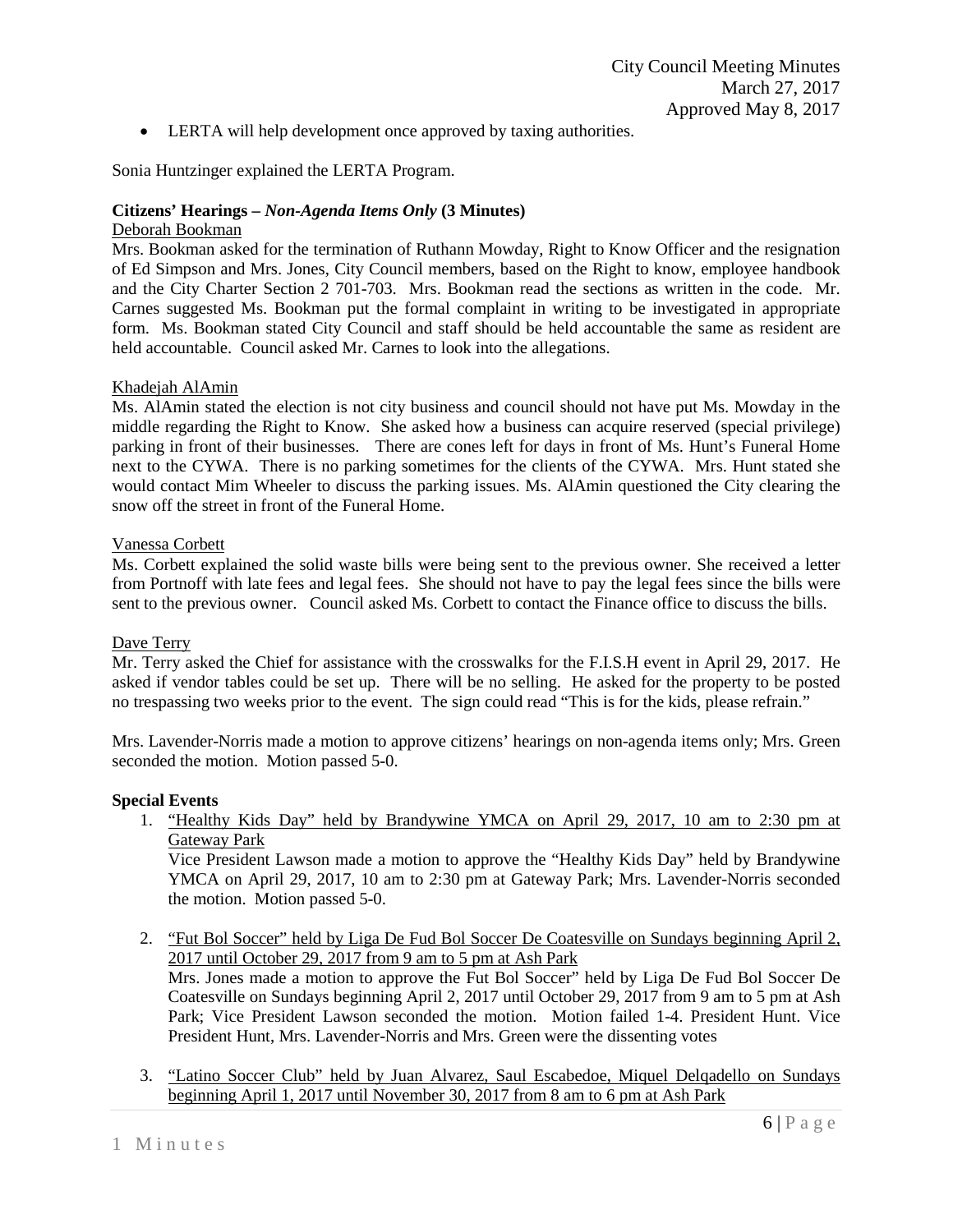- LERTA will help development once approved by taxing authorities.

Sonia Huntzinger explained the LERTA Program.

**Citizens' Hearings – *Non-Agenda Items Only* (3 Minutes)**

Deborah Bookman

Mrs. Bookman asked for the termination of Ruthann Mowday, Right to Know Officer and the resignation of Ed Simpson and Mrs. Jones, City Council members, based on the Right to know, employee handbook and the City Charter Section 2 701-703. Mrs. Bookman read the sections as written in the code. Mr. Carnes suggested Ms. Bookman put the formal complaint in writing to be investigated in appropriate form. Ms. Bookman stated City Council and staff should be held accountable the same as resident are held accountable. Council asked Mr. Carnes to look into the allegations.

Khadejah AlAmin

Ms. AlAmin stated the election is not city business and council should not have put Ms. Mowday in the middle regarding the Right to Know. She asked how a business can acquire reserved (special privilege) parking in front of their businesses. There are cones left for days in front of Ms. Hunt's Funeral Home next to the CYWA. There is no parking sometimes for the clients of the CYWA. Mrs. Hunt stated she would contact Mim Wheeler to discuss the parking issues. Ms. AlAmin questioned the City clearing the snow off the street in front of the Funeral Home.

Vanessa Corbett

Ms. Corbett explained the solid waste bills were being sent to the previous owner. She received a letter from Portnoff with late fees and legal fees. She should not have to pay the legal fees since the bills were sent to the previous owner. Council asked Ms. Corbett to contact the Finance office to discuss the bills.

Dave Terry

Mr. Terry asked the Chief for assistance with the crosswalks for the F.I.S.H event in April 29, 2017. He asked if vendor tables could be set up. There will be no selling. He asked for the property to be posted no trespassing two weeks prior to the event. The sign could read "This is for the kids, please refrain."

Mrs. Lavender-Norris made a motion to approve citizens' hearings on non-agenda items only; Mrs. Green seconded the motion. Motion passed 5-0.

**Special Events**

1. "Healthy Kids Day" held by Brandywine YMCA on April 29, 2017, 10 am to 2:30 pm at Gateway Park
   Vice President Lawson made a motion to approve the "Healthy Kids Day" held by Brandywine YMCA on April 29, 2017, 10 am to 2:30 pm at Gateway Park; Mrs. Lavender-Norris seconded the motion. Motion passed 5-0.

2. "Fut Bol Soccer" held by Liga De Fud Bol Soccer De Coatesville on Sundays beginning April 2, 2017 until October 29, 2017 from 9 am to 5 pm at Ash Park
   Mrs. Jones made a motion to approve the Fut Bol Soccer" held by Liga De Fud Bol Soccer De Coatesville on Sundays beginning April 2, 2017 until October 29, 2017 from 9 am to 5 pm at Ash Park; Vice President Lawson seconded the motion. Motion failed 1-4. President Hunt. Vice President Hunt, Mrs. Lavender-Norris and Mrs. Green were the dissenting votes

3. "Latino Soccer Club" held by Juan Alvarez, Saul Escabedoe, Miquel Delqadello on Sundays beginning April 1, 2017 until November 30, 2017 from 8 am to 6 pm at Ash Park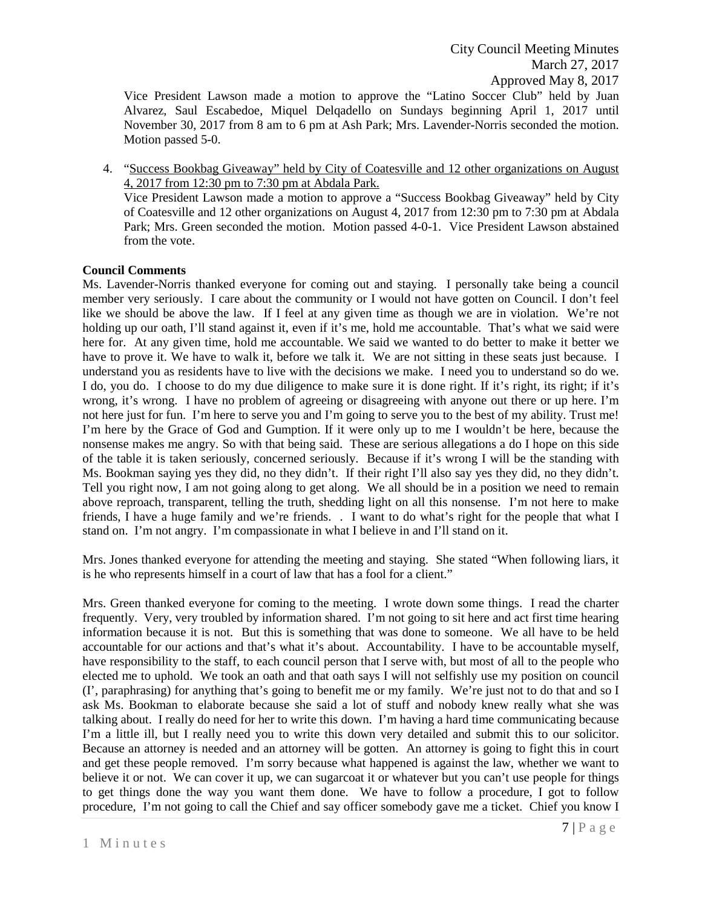Vice President Lawson made a motion to approve the "Latino Soccer Club" held by Juan Alvarez, Saul Escabedoe, Miquel Delqadello on Sundays beginning April 1, 2017 until November 30, 2017 from 8 am to 6 pm at Ash Park; Mrs. Lavender-Norris seconded the motion. Motion passed 5-0.

4. "Success Bookbag Giveaway" held by City of Coatesville and 12 other organizations on August 4, 2017 from 12:30 pm to 7:30 pm at Abdala Park.
   Vice President Lawson made a motion to approve a "Success Bookbag Giveaway" held by City of Coatesville and 12 other organizations on August 4, 2017 from 12:30 pm to 7:30 pm at Abdala Park; Mrs. Green seconded the motion. Motion passed 4-0-1. Vice President Lawson abstained from the vote.

**Council Comments**

Ms. Lavender-Norris thanked everyone for coming out and staying. I personally take being a council member very seriously. I care about the community or I would not have gotten on Council. I don't feel like we should be above the law. If I feel at any given time as though we are in violation. We're not holding up our oath, I'll stand against it, even if it's me, hold me accountable. That's what we said were here for. At any given time, hold me accountable. We said we wanted to do better to make it better we have to prove it. We have to walk it, before we talk it. We are not sitting in these seats just because. I understand you as residents have to live with the decisions we make. I need you to understand so do we. I do, you do. I choose to do my due diligence to make sure it is done right. If it's right, its right; if it's wrong, it's wrong. I have no problem of agreeing or disagreeing with anyone out there or up here. I'm not here just for fun. I'm here to serve you and I'm going to serve you to the best of my ability. Trust me! I'm here by the Grace of God and Gumption. If it were only up to me I wouldn't be here, because the nonsense makes me angry. So with that being said. These are serious allegations a do I hope on this side of the table it is taken seriously, concerned seriously. Because if it's wrong I will be the standing with Ms. Bookman saying yes they did, no they didn't. If their right I'll also say yes they did, no they didn't. Tell you right now, I am not going along to get along. We all should be in a position we need to remain above reproach, transparent, telling the truth, shedding light on all this nonsense. I'm not here to make friends, I have a huge family and we're friends. . I want to do what's right for the people that what I stand on. I'm not angry. I'm compassionate in what I believe in and I'll stand on it.

Mrs. Jones thanked everyone for attending the meeting and staying. She stated "When following liars, it is he who represents himself in a court of law that has a fool for a client."

Mrs. Green thanked everyone for coming to the meeting. I wrote down some things. I read the charter frequently. Very, very troubled by information shared. I'm not going to sit here and act first time hearing information because it is not. But this is something that was done to someone. We all have to be held accountable for our actions and that's what it's about. Accountability. I have to be accountable myself, have responsibility to the staff, to each council person that I serve with, but most of all to the people who elected me to uphold. We took an oath and that oath says I will not selfishly use my position on council (I', paraphrasing) for anything that's going to benefit me or my family. We're just not to do that and so I ask Ms. Bookman to elaborate because she said a lot of stuff and nobody knew really what she was talking about. I really do need for her to write this down. I'm having a hard time communicating because I'm a little ill, but I really need you to write this down very detailed and submit this to our solicitor. Because an attorney is needed and an attorney will be gotten. An attorney is going to fight this in court and get these people removed. I'm sorry because what happened is against the law, whether we want to believe it or not. We can cover it up, we can sugarcoat it or whatever but you can't use people for things to get things done the way you want them done. We have to follow a procedure, I got to follow procedure, I'm not going to call the Chief and say officer somebody gave me a ticket. Chief you know I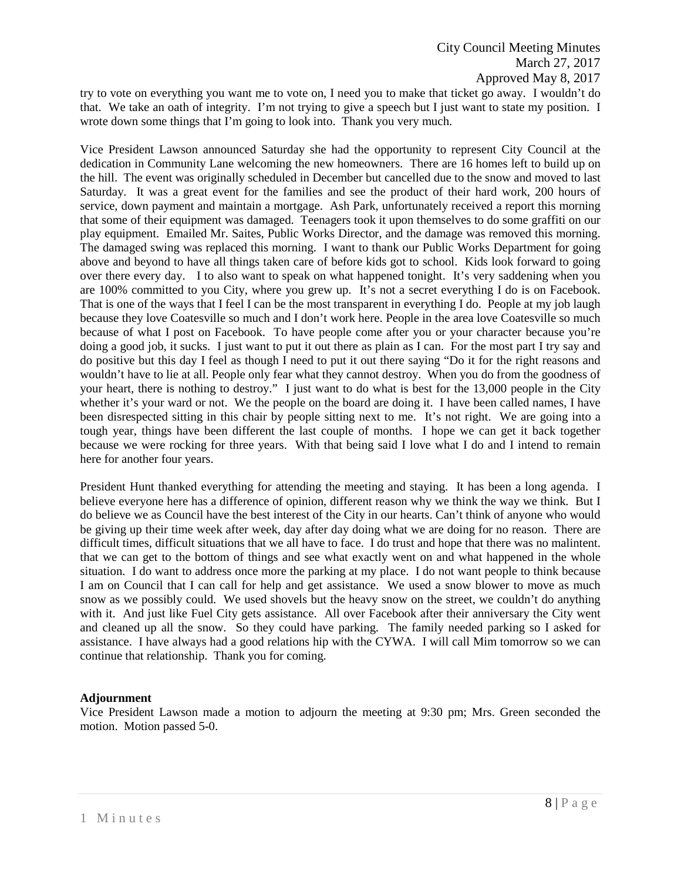try to vote on everything you want me to vote on, I need you to make that ticket go away. I wouldn't do that. We take an oath of integrity. I'm not trying to give a speech but I just want to state my position. I wrote down some things that I'm going to look into. Thank you very much.

Vice President Lawson announced Saturday she had the opportunity to represent City Council at the dedication in Community Lane welcoming the new homeowners. There are 16 homes left to build up on the hill. The event was originally scheduled in December but cancelled due to the snow and moved to last Saturday. It was a great event for the families and see the product of their hard work, 200 hours of service, down payment and maintain a mortgage. Ash Park, unfortunately received a report this morning that some of their equipment was damaged. Teenagers took it upon themselves to do some graffiti on our play equipment. Emailed Mr. Saites, Public Works Director, and the damage was removed this morning. The damaged swing was replaced this morning. I want to thank our Public Works Department for going above and beyond to have all things taken care of before kids got to school. Kids look forward to going over there every day. I to also want to speak on what happened tonight. It's very saddening when you are 100% committed to you City, where you grew up. It's not a secret everything I do is on Facebook. That is one of the ways that I feel I can be the most transparent in everything I do. People at my job laugh because they love Coatesville so much and I don't work here. People in the area love Coatesville so much because of what I post on Facebook. To have people come after you or your character because you're doing a good job, it sucks. I just want to put it out there as plain as I can. For the most part I try say and do positive but this day I feel as though I need to put it out there saying "Do it for the right reasons and wouldn't have to lie at all. People only fear what they cannot destroy. When you do from the goodness of your heart, there is nothing to destroy." I just want to do what is best for the 13,000 people in the City whether it's your ward or not. We the people on the board are doing it. I have been called names, I have been disrespected sitting in this chair by people sitting next to me. It's not right. We are going into a tough year, things have been different the last couple of months. I hope we can get it back together because we were rocking for three years. With that being said I love what I do and I intend to remain here for another four years.

President Hunt thanked everything for attending the meeting and staying. It has been a long agenda. I believe everyone here has a difference of opinion, different reason why we think the way we think. But I do believe we as Council have the best interest of the City in our hearts. Can't think of anyone who would be giving up their time week after week, day after day doing what we are doing for no reason. There are difficult times, difficult situations that we all have to face. I do trust and hope that there was no malintent. that we can get to the bottom of things and see what exactly went on and what happened in the whole situation. I do want to address once more the parking at my place. I do not want people to think because I am on Council that I can call for help and get assistance. We used a snow blower to move as much snow as we possibly could. We used shovels but the heavy snow on the street, we couldn't do anything with it. And just like Fuel City gets assistance. All over Facebook after their anniversary the City went and cleaned up all the snow. So they could have parking. The family needed parking so I asked for assistance. I have always had a good relations hip with the CYWA. I will call Mim tomorrow so we can continue that relationship. Thank you for coming.

**Adjournment**

Vice President Lawson made a motion to adjourn the meeting at 9:30 pm; Mrs. Green seconded the motion. Motion passed 5-0.